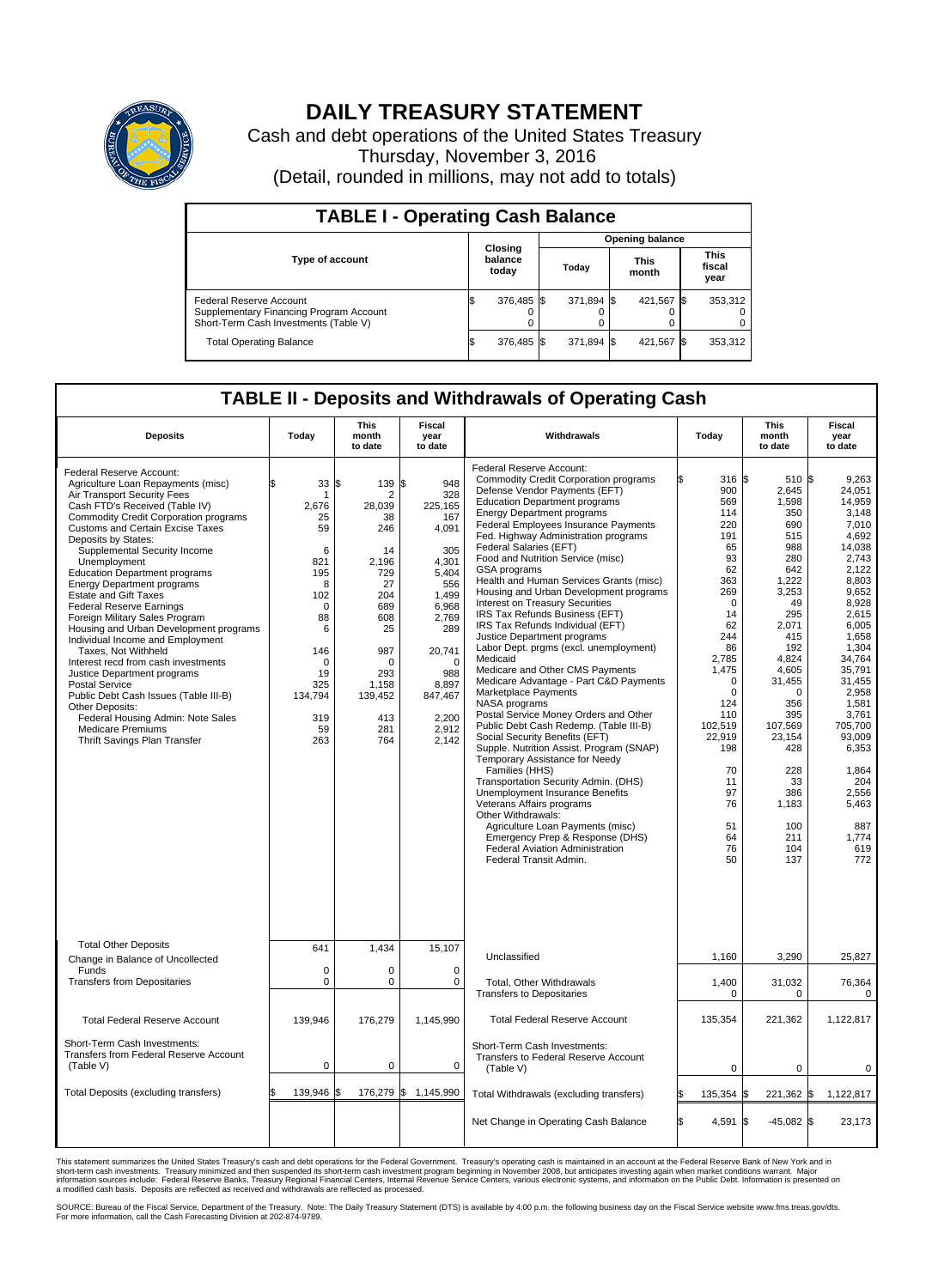# DAILY TREASURY STATEMENT

Cash and debt operations of the United States Treasury
Thursday, November 3, 2016
(Detail, rounded in millions, may not add to totals)

## TABLE I - Operating Cash Balance

| Type of account | Closing balance today | Opening balance Today | Opening balance This month | Opening balance This fiscal year |
|---|---|---|---|---|
| Federal Reserve Account | $ 376,485 | $ 371,894 | $ 421,567 | $ 353,312 |
| Supplementary Financing Program Account | 0 | 0 | 0 | 0 |
| Short-Term Cash Investments (Table V) | 0 | 0 | 0 | 0 |
| Total Operating Balance | $ 376,485 | $ 371,894 | $ 421,567 | $ 353,312 |

## TABLE II - Deposits and Withdrawals of Operating Cash

| Deposits | Today | This month to date | Fiscal year to date |
|---|---|---|---|
| Federal Reserve Account: | | | |
| Agriculture Loan Repayments (misc) | $ 33 | $ 139 | $ 948 |
| Air Transport Security Fees | 1 | 2 | 328 |
| Cash FTD's Received (Table IV) | 2,676 | 28,039 | 225,165 |
| Commodity Credit Corporation programs | 25 | 38 | 167 |
| Customs and Certain Excise Taxes | 59 | 246 | 4,091 |
| Deposits by States: | | | |
| Supplemental Security Income | 6 | 14 | 305 |
| Unemployment | 821 | 2,196 | 4,301 |
| Education Department programs | 195 | 729 | 5,404 |
| Energy Department programs | 8 | 27 | 556 |
| Estate and Gift Taxes | 102 | 204 | 1,499 |
| Federal Reserve Earnings | 0 | 689 | 6,968 |
| Foreign Military Sales Program | 88 | 608 | 2,769 |
| Housing and Urban Development programs | 6 | 25 | 289 |
| Individual Income and Employment Taxes, Not Withheld | 146 | 987 | 20,741 |
| Interest recd from cash investments | 0 | 0 | 0 |
| Justice Department programs | 19 | 293 | 988 |
| Postal Service | 325 | 1,158 | 8,897 |
| Public Debt Cash Issues (Table III-B) | 134,794 | 139,452 | 847,467 |
| Other Deposits: | | | |
| Federal Housing Admin: Note Sales | 319 | 413 | 2,200 |
| Medicare Premiums | 59 | 281 | 2,912 |
| Thrift Savings Plan Transfer | 263 | 764 | 2,142 |
| Total Other Deposits | 641 | 1,434 | 15,107 |
| Change in Balance of Uncollected Funds | 0 | 0 | 0 |
| Transfers from Depositaries | 0 | 0 | 0 |
| Total Federal Reserve Account | 139,946 | 176,279 | 1,145,990 |
| Short-Term Cash Investments: Transfers from Federal Reserve Account (Table V) | 0 | 0 | 0 |
| Total Deposits (excluding transfers) | $ 139,946 | $ 176,279 | $ 1,145,990 |

| Withdrawals | Today | This month to date | Fiscal year to date |
|---|---|---|---|
| Federal Reserve Account: | | | |
| Commodity Credit Corporation programs | $ 316 | $ 510 | $ 9,263 |
| Defense Vendor Payments (EFT) | 900 | 2,645 | 24,051 |
| Education Department programs | 569 | 1,598 | 14,959 |
| Energy Department programs | 114 | 350 | 3,148 |
| Federal Employees Insurance Payments | 220 | 690 | 7,010 |
| Fed. Highway Administration programs | 191 | 515 | 4,692 |
| Federal Salaries (EFT) | 65 | 988 | 14,038 |
| Food and Nutrition Service (misc) | 93 | 280 | 2,743 |
| GSA programs | 62 | 642 | 2,122 |
| Health and Human Services Grants (misc) | 363 | 1,222 | 8,803 |
| Housing and Urban Development programs | 269 | 3,253 | 9,652 |
| Interest on Treasury Securities | 0 | 49 | 8,928 |
| IRS Tax Refunds Business (EFT) | 14 | 295 | 2,615 |
| IRS Tax Refunds Individual (EFT) | 62 | 2,071 | 6,005 |
| Justice Department programs | 244 | 415 | 1,658 |
| Labor Dept. prgms (excl. unemployment) | 86 | 192 | 1,304 |
| Medicaid | 2,785 | 4,824 | 34,764 |
| Medicare and Other CMS Payments | 1,475 | 4,605 | 35,791 |
| Medicare Advantage - Part C&D Payments | 0 | 31,455 | 31,455 |
| Marketplace Payments | 0 | 0 | 2,958 |
| NASA programs | 124 | 356 | 1,581 |
| Postal Service Money Orders and Other | 110 | 395 | 3,761 |
| Public Debt Cash Redemp. (Table III-B) | 102,519 | 107,569 | 705,700 |
| Social Security Benefits (EFT) | 22,919 | 23,154 | 93,009 |
| Supple. Nutrition Assist. Program (SNAP) | 198 | 428 | 6,353 |
| Temporary Assistance for Needy Families (HHS) | 70 | 228 | 1,864 |
| Transportation Security Admin. (DHS) | 11 | 33 | 204 |
| Unemployment Insurance Benefits | 97 | 386 | 2,556 |
| Veterans Affairs programs | 76 | 1,183 | 5,463 |
| Other Withdrawals: | | | |
| Agriculture Loan Payments (misc) | 51 | 100 | 887 |
| Emergency Prep & Response (DHS) | 64 | 211 | 1,774 |
| Federal Aviation Administration | 76 | 104 | 619 |
| Federal Transit Admin. | 50 | 137 | 772 |
| Unclassified | 1,160 | 3,290 | 25,827 |
| Total, Other Withdrawals | 1,400 | 31,032 | 76,364 |
| Transfers to Depositaries | 0 | 0 | 0 |
| Total Federal Reserve Account | 135,354 | 221,362 | 1,122,817 |
| Short-Term Cash Investments: Transfers to Federal Reserve Account (Table V) | 0 | 0 | 0 |
| Total Withdrawals (excluding transfers) | $ 135,354 | $ 221,362 | $ 1,122,817 |
| Net Change in Operating Cash Balance | $ 4,591 | $ -45,082 | $ 23,173 |

This statement summarizes the United States Treasury's cash and debt operations for the Federal Government. Treasury's operating cash is maintained in an account at the Federal Reserve Bank of New York and in short-term cash investments. Treasury minimized and then suspended its short-term cash investment program beginning in November 2008, but anticipates investing again when market conditions warrant. Major information sources include: Federal Reserve Banks, Treasury Regional Financial Centers, Internal Revenue Service Centers, various electronic systems, and information on the Public Debt. Information is presented on a modified cash basis. Deposits are reflected as received and withdrawals are reflected as processed.

SOURCE: Bureau of the Fiscal Service, Department of the Treasury. Note: The Daily Treasury Statement (DTS) is available by 4:00 p.m. the following business day on the Fiscal Service website www.fms.treas.gov/dts. For more information, call the Cash Forecasting Division at 202-874-9789.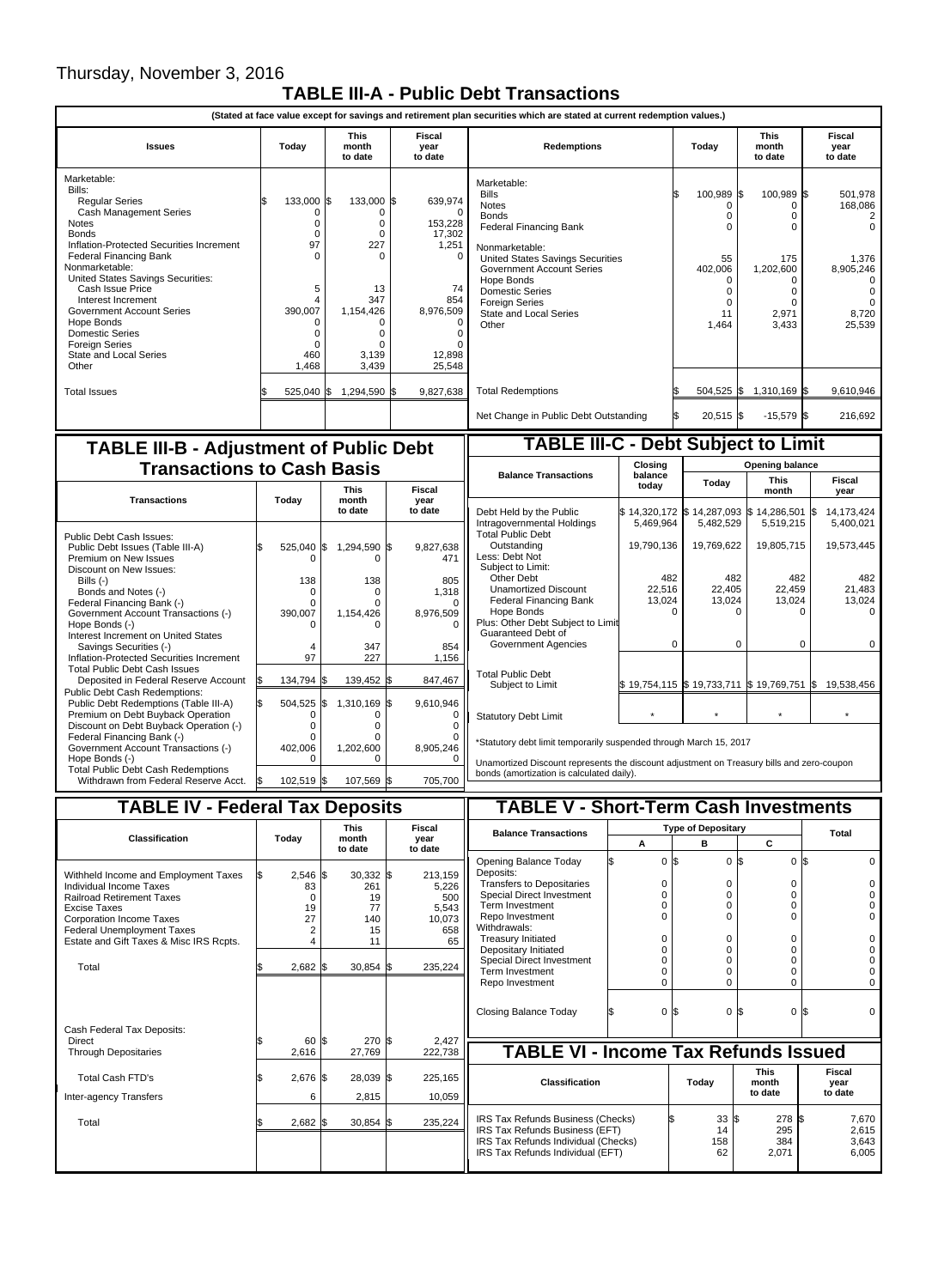Thursday, November 3, 2016

# TABLE III-A - Public Debt Transactions

(Stated at face value except for savings and retirement plan securities which are stated at current redemption values.)

| Issues | Today | This month to date | Fiscal year to date |
|---|---|---|---|
| Marketable: | | | |
| Bills: | | | |
| Regular Series | $ 133,000 | $ 133,000 | $ 639,974 |
| Cash Management Series | 0 | 0 | 0 |
| Notes | 0 | 0 | 153,228 |
| Bonds | 0 | 0 | 17,302 |
| Inflation-Protected Securities Increment | 97 | 227 | 1,251 |
| Federal Financing Bank | 0 | 0 | 0 |
| Nonmarketable: | | | |
| United States Savings Securities: | | | |
| Cash Issue Price | 5 | 13 | 74 |
| Interest Increment | 4 | 347 | 854 |
| Government Account Series | 390,007 | 1,154,426 | 8,976,509 |
| Hope Bonds | 0 | 0 | 0 |
| Domestic Series | 0 | 0 | 0 |
| Foreign Series | 0 | 0 | 0 |
| State and Local Series | 460 | 3,139 | 12,898 |
| Other | 1,468 | 3,439 | 25,548 |
| Total Issues | $ 525,040 | $ 1,294,590 | $ 9,827,638 |

| Redemptions | Today | This month to date | Fiscal year to date |
|---|---|---|---|
| Marketable: | | | |
| Bills | $ 100,989 | $ 100,989 | $ 501,978 |
| Notes | 0 | 0 | 168,086 |
| Bonds | 0 | 0 | 2 |
| Federal Financing Bank | 0 | 0 | 0 |
| Nonmarketable: | | | |
| United States Savings Securities | 55 | 175 | 1,376 |
| Government Account Series | 402,006 | 1,202,600 | 8,905,246 |
| Hope Bonds | 0 | 0 | 0 |
| Domestic Series | 0 | 0 | 0 |
| Foreign Series | 0 | 0 | 0 |
| State and Local Series | 11 | 2,971 | 8,720 |
| Other | 1,464 | 3,433 | 25,539 |
| Total Redemptions | $ 504,525 | $ 1,310,169 | $ 9,610,946 |
| Net Change in Public Debt Outstanding | $ 20,515 | $ -15,579 | $ 216,692 |

# TABLE III-B - Adjustment of Public Debt Transactions to Cash Basis

| Transactions | Today | This month to date | Fiscal year to date |
|---|---|---|---|
| Public Debt Cash Issues: | | | |
| Public Debt Issues (Table III-A) | $ 525,040 | $ 1,294,590 | $ 9,827,638 |
| Premium on New Issues | 0 | 0 | 471 |
| Discount on New Issues: | | | |
| Bills (-) | 138 | 138 | 805 |
| Bonds and Notes (-) | 0 | 0 | 1,318 |
| Federal Financing Bank (-) | 0 | 0 | 0 |
| Government Account Transactions (-) | 390,007 | 1,154,426 | 8,976,509 |
| Hope Bonds (-) | 0 | 0 | 0 |
| Interest Increment on United States Savings Securities (-) | 4 | 347 | 854 |
| Inflation-Protected Securities Increment | 97 | 227 | 1,156 |
| Total Public Debt Cash Issues Deposited in Federal Reserve Account | $ 134,794 | $ 139,452 | $ 847,467 |
| Public Debt Cash Redemptions: | | | |
| Public Debt Redemptions (Table III-A) | $ 504,525 | $ 1,310,169 | $ 9,610,946 |
| Premium on Debt Buyback Operation | 0 | 0 | 0 |
| Discount on Debt Buyback Operation (-) | 0 | 0 | 0 |
| Federal Financing Bank (-) | 0 | 0 | 0 |
| Government Account Transactions (-) | 402,006 | 1,202,600 | 8,905,246 |
| Hope Bonds (-) | 0 | 0 | 0 |
| Total Public Debt Cash Redemptions Withdrawn from Federal Reserve Acct. | $ 102,519 | $ 107,569 | $ 705,700 |

# TABLE III-C - Debt Subject to Limit

| Balance Transactions | Closing balance today | Opening balance Today | Opening balance This month | Opening balance Fiscal year |
|---|---|---|---|---|
| Debt Held by the Public | $ 14,320,172 | $ 14,287,093 | $ 14,286,501 | $ 14,173,424 |
| Intragovernmental Holdings | 5,469,964 | 5,482,529 | 5,519,215 | 5,400,021 |
| Total Public Debt Outstanding | 19,790,136 | 19,769,622 | 19,805,715 | 19,573,445 |
| Less: Debt Not Subject to Limit: | | | | |
| Other Debt | 482 | 482 | 482 | 482 |
| Unamortized Discount | 22,516 | 22,405 | 22,459 | 21,483 |
| Federal Financing Bank | 13,024 | 13,024 | 13,024 | 13,024 |
| Hope Bonds | 0 | 0 | 0 | 0 |
| Plus: Other Debt Subject to Limit | | | | |
| Guaranteed Debt of Government Agencies | 0 | 0 | 0 | 0 |
| Total Public Debt Subject to Limit | $ 19,754,115 | $ 19,733,711 | $ 19,769,751 | $ 19,538,456 |
| Statutory Debt Limit | * | * | * | * |

*Statutory debt limit temporarily suspended through March 15, 2017

Unamortized Discount represents the discount adjustment on Treasury bills and zero-coupon bonds (amortization is calculated daily).

# TABLE IV - Federal Tax Deposits

| Classification | Today | This month to date | Fiscal year to date |
|---|---|---|---|
| Withheld Income and Employment Taxes | $ 2,546 | $ 30,332 | $ 213,159 |
| Individual Income Taxes | 83 | 261 | 5,226 |
| Railroad Retirement Taxes | 0 | 19 | 500 |
| Excise Taxes | 19 | 77 | 5,543 |
| Corporation Income Taxes | 27 | 140 | 10,073 |
| Federal Unemployment Taxes | 2 | 15 | 658 |
| Estate and Gift Taxes & Misc IRS Rcpts. | 4 | 11 | 65 |
| Total | $ 2,682 | $ 30,854 | $ 235,224 |
| Cash Federal Tax Deposits: | | | |
| Direct | $ 60 | $ 270 | $ 2,427 |
| Through Depositaries | 2,616 | 27,769 | 222,738 |
| Total Cash FTD's | $ 2,676 | $ 28,039 | $ 225,165 |
| Inter-agency Transfers | 6 | 2,815 | 10,059 |
| Total | $ 2,682 | $ 30,854 | $ 235,224 |

# TABLE V - Short-Term Cash Investments

| Balance Transactions | Type of Depositary A | Type of Depositary B | Type of Depositary C | Total |
|---|---|---|---|---|
| Opening Balance Today | $ 0 | $ 0 | $ 0 | $ 0 |
| Deposits: | | | | |
| Transfers to Depositaries | 0 | 0 | 0 | 0 |
| Special Direct Investment | 0 | 0 | 0 | 0 |
| Term Investment | 0 | 0 | 0 | 0 |
| Repo Investment | 0 | 0 | 0 | 0 |
| Withdrawals: | | | | |
| Treasury Initiated | 0 | 0 | 0 | 0 |
| Depositary Initiated | 0 | 0 | 0 | 0 |
| Special Direct Investment | 0 | 0 | 0 | 0 |
| Term Investment | 0 | 0 | 0 | 0 |
| Repo Investment | 0 | 0 | 0 | 0 |
| Closing Balance Today | $ 0 | $ 0 | $ 0 | $ 0 |

# TABLE VI - Income Tax Refunds Issued

| Classification | Today | This month to date | Fiscal year to date |
|---|---|---|---|
| IRS Tax Refunds Business (Checks) | $ 33 | $ 278 | $ 7,670 |
| IRS Tax Refunds Business (EFT) | 14 | 295 | 2,615 |
| IRS Tax Refunds Individual (Checks) | 158 | 384 | 3,643 |
| IRS Tax Refunds Individual (EFT) | 62 | 2,071 | 6,005 |